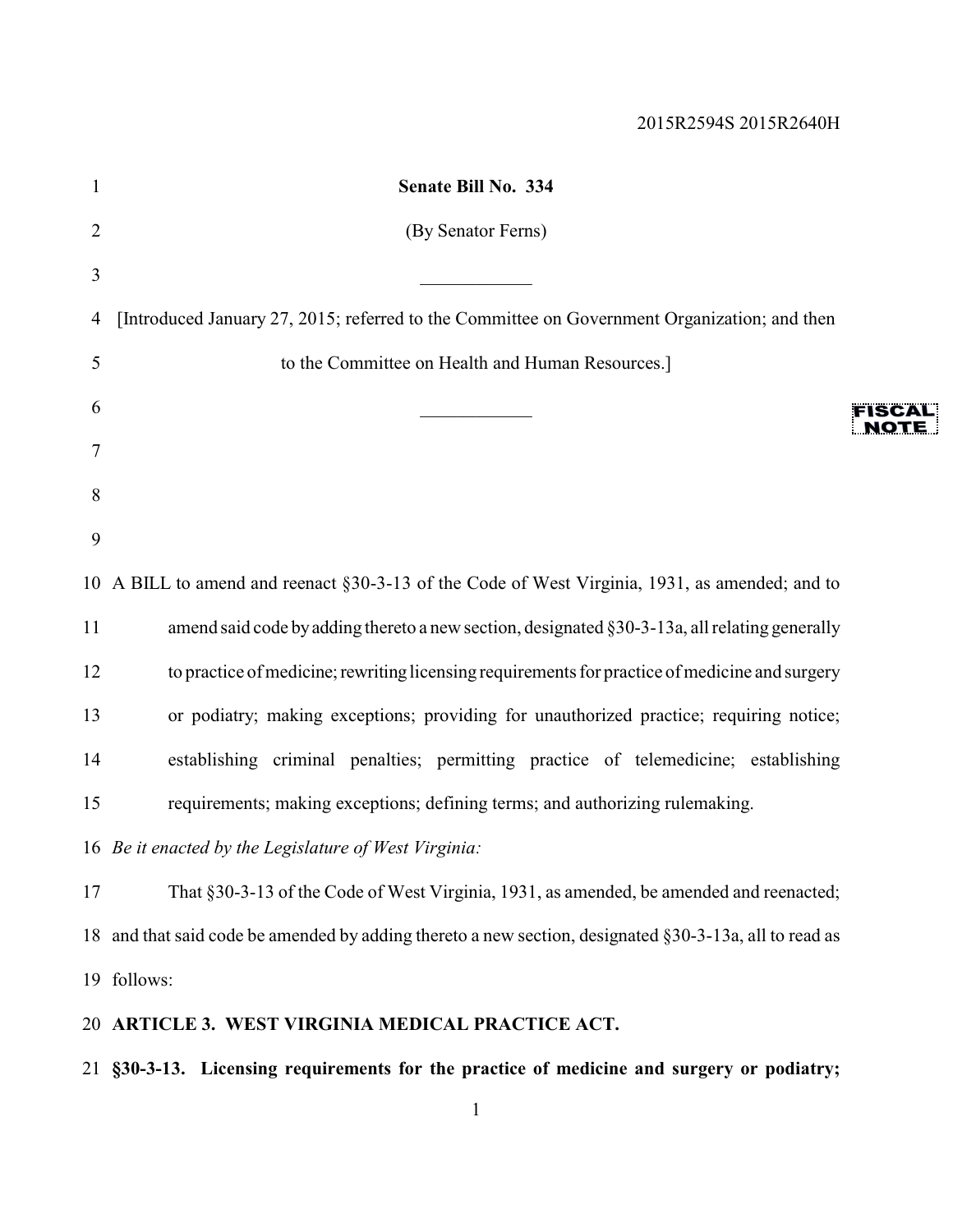2015R2594S 2015R2640H

**Senate Bill No. 334**

(By Senator Ferns)

[Introduced January 27, 2015; referred to the Committee on Government Organization; and then to the Committee on Health and Human Resources.]

FISCAL NOTE

A BILL to amend and reenact §30-3-13 of the Code of West Virginia, 1931, as amended; and to amend said code by adding thereto a new section, designated §30-3-13a, all relating generally to practice of medicine; rewriting licensing requirements for practice of medicine and surgery or podiatry; making exceptions; providing for unauthorized practice; requiring notice; establishing criminal penalties; permitting practice of telemedicine; establishing requirements; making exceptions; defining terms; and authorizing rulemaking.

*Be it enacted by the Legislature of West Virginia:*

That §30-3-13 of the Code of West Virginia, 1931, as amended, be amended and reenacted; and that said code be amended by adding thereto a new section, designated §30-3-13a, all to read as follows:

**ARTICLE 3. WEST VIRGINIA MEDICAL PRACTICE ACT.**

**§30-3-13. Licensing requirements for the practice of medicine and surgery or podiatry;**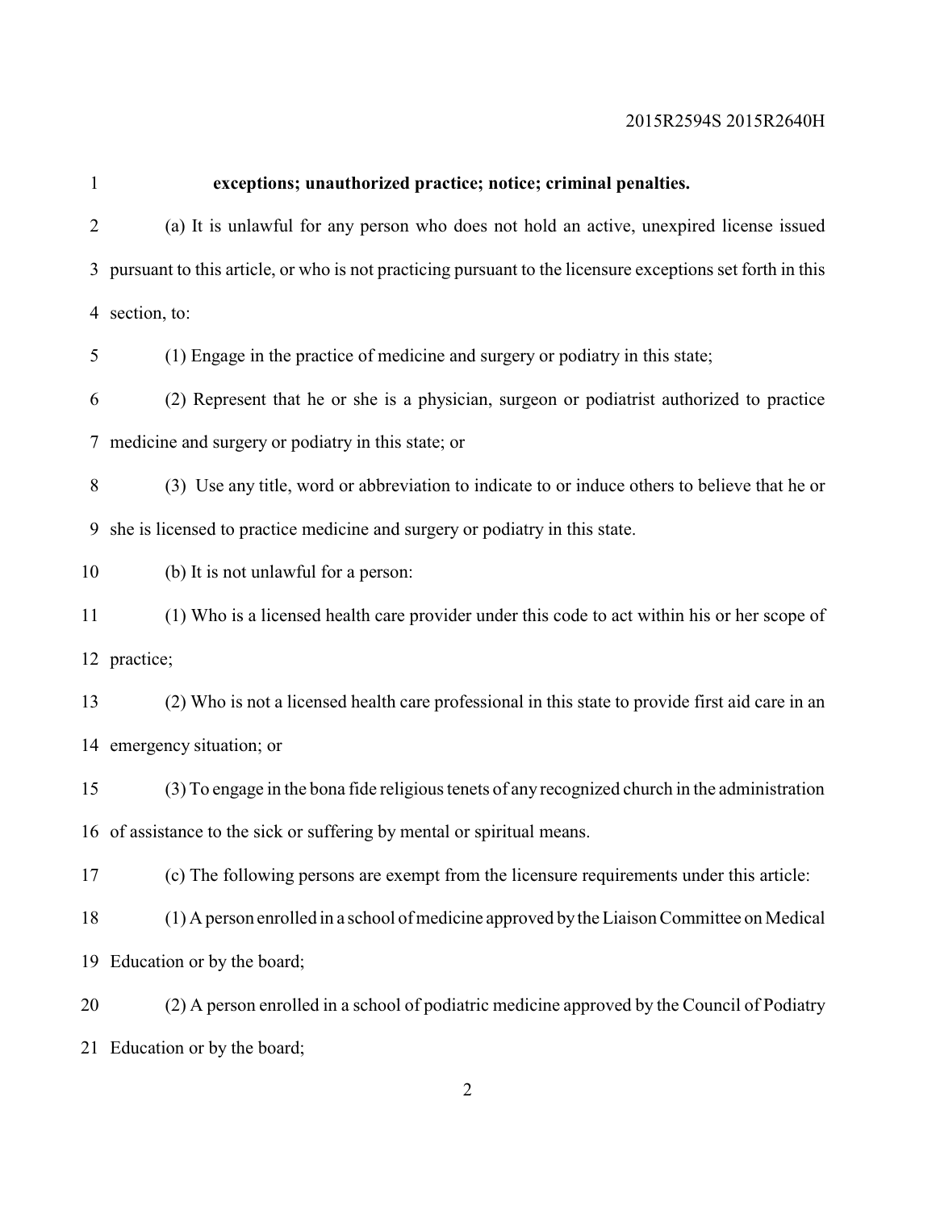**exceptions; unauthorized practice; notice; criminal penalties.**

(a) It is unlawful for any person who does not hold an active, unexpired license issued pursuant to this article, or who is not practicing pursuant to the licensure exceptions set forth in this section, to:

(1) Engage in the practice of medicine and surgery or podiatry in this state;

(2) Represent that he or she is a physician, surgeon or podiatrist authorized to practice medicine and surgery or podiatry in this state; or

(3) Use any title, word or abbreviation to indicate to or induce others to believe that he or she is licensed to practice medicine and surgery or podiatry in this state.

(b) It is not unlawful for a person:

(1) Who is a licensed health care provider under this code to act within his or her scope of practice;

(2) Who is not a licensed health care professional in this state to provide first aid care in an emergency situation; or

(3) To engage in the bona fide religious tenets of any recognized church in the administration of assistance to the sick or suffering by mental or spiritual means.

(c) The following persons are exempt from the licensure requirements under this article:

(1) A person enrolled in a school of medicine approved by the Liaison Committee on Medical Education or by the board;

(2) A person enrolled in a school of podiatric medicine approved by the Council of Podiatry Education or by the board;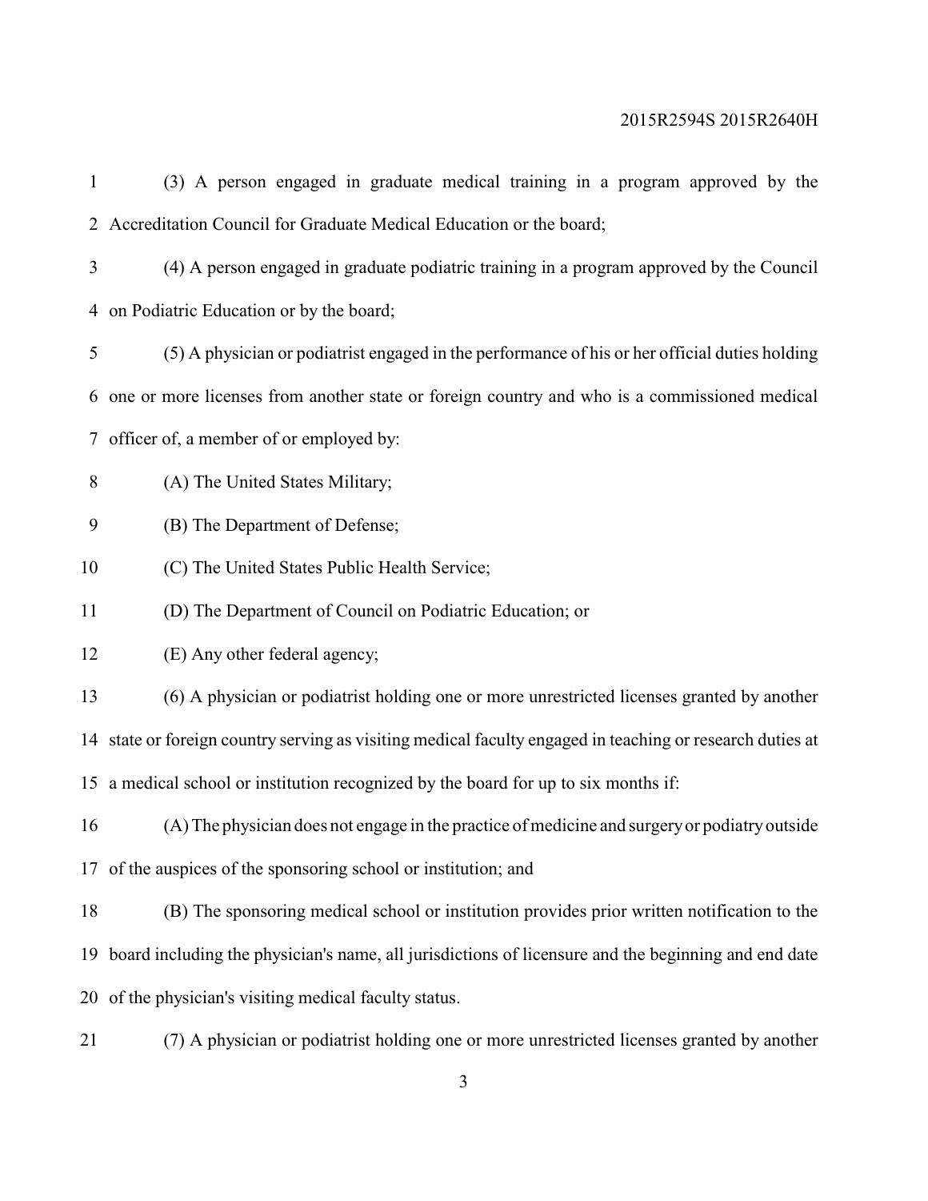(3) A person engaged in graduate medical training in a program approved by the Accreditation Council for Graduate Medical Education or the board;

(4) A person engaged in graduate podiatric training in a program approved by the Council on Podiatric Education or by the board;

(5) A physician or podiatrist engaged in the performance of his or her official duties holding one or more licenses from another state or foreign country and who is a commissioned medical officer of, a member of or employed by:

(A) The United States Military;

(B) The Department of Defense;

(C) The United States Public Health Service;

(D) The Department of Council on Podiatric Education; or

(E) Any other federal agency;

(6) A physician or podiatrist holding one or more unrestricted licenses granted by another state or foreign country serving as visiting medical faculty engaged in teaching or research duties at a medical school or institution recognized by the board for up to six months if:

(A) The physician does not engage in the practice of medicine and surgery or podiatry outside of the auspices of the sponsoring school or institution; and

(B) The sponsoring medical school or institution provides prior written notification to the board including the physician's name, all jurisdictions of licensure and the beginning and end date of the physician's visiting medical faculty status.

(7) A physician or podiatrist holding one or more unrestricted licenses granted by another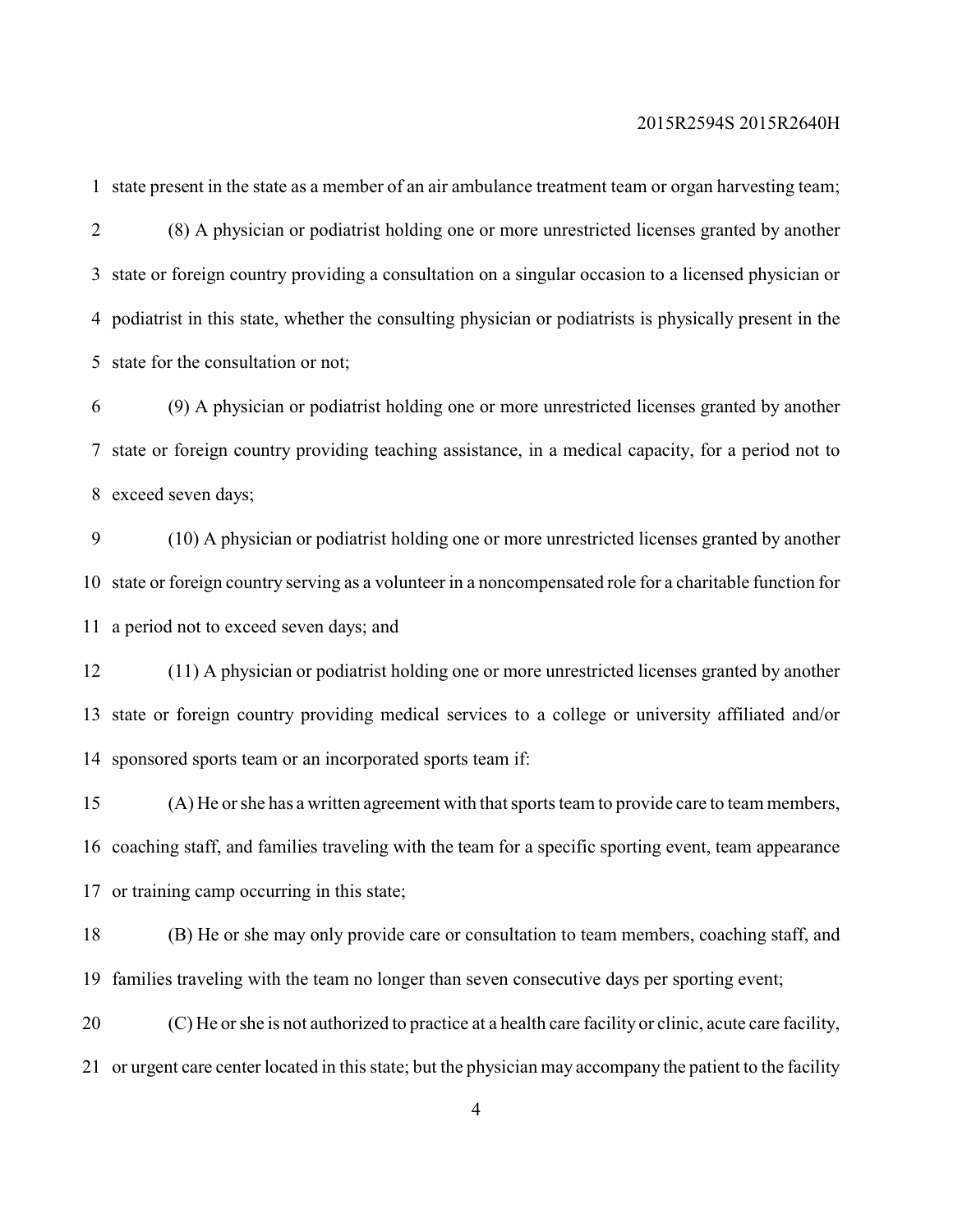state present in the state as a member of an air ambulance treatment team or organ harvesting team;

(8) A physician or podiatrist holding one or more unrestricted licenses granted by another state or foreign country providing a consultation on a singular occasion to a licensed physician or podiatrist in this state, whether the consulting physician or podiatrists is physically present in the state for the consultation or not;

(9) A physician or podiatrist holding one or more unrestricted licenses granted by another state or foreign country providing teaching assistance, in a medical capacity, for a period not to exceed seven days;

(10) A physician or podiatrist holding one or more unrestricted licenses granted by another state or foreign country serving as a volunteer in a noncompensated role for a charitable function for a period not to exceed seven days; and

(11) A physician or podiatrist holding one or more unrestricted licenses granted by another state or foreign country providing medical services to a college or university affiliated and/or sponsored sports team or an incorporated sports team if:

(A) He or she has a written agreement with that sports team to provide care to team members, coaching staff, and families traveling with the team for a specific sporting event, team appearance or training camp occurring in this state;

(B) He or she may only provide care or consultation to team members, coaching staff, and families traveling with the team no longer than seven consecutive days per sporting event;

(C) He or she is not authorized to practice at a health care facility or clinic, acute care facility, or urgent care center located in this state; but the physician may accompany the patient to the facility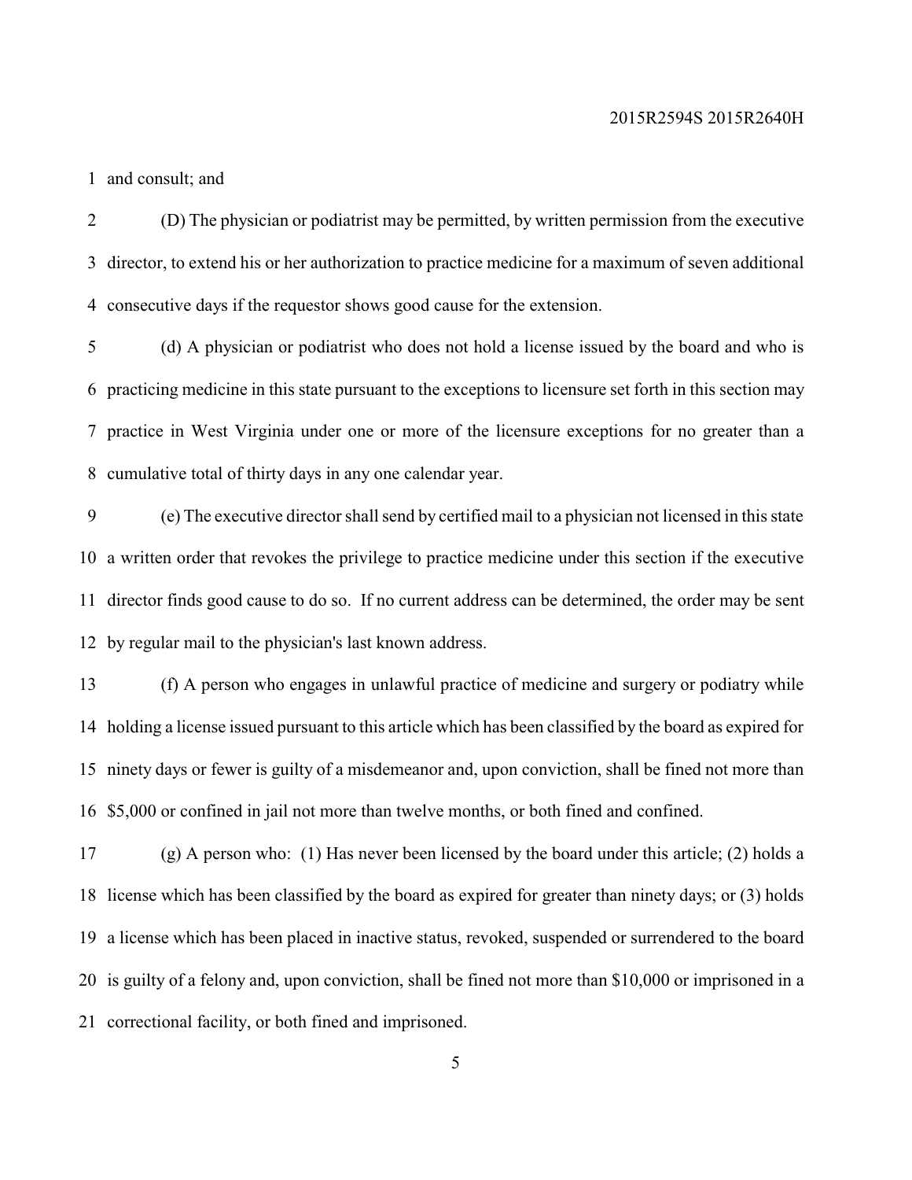and consult; and

(D) The physician or podiatrist may be permitted, by written permission from the executive director, to extend his or her authorization to practice medicine for a maximum of seven additional consecutive days if the requestor shows good cause for the extension.

(d) A physician or podiatrist who does not hold a license issued by the board and who is practicing medicine in this state pursuant to the exceptions to licensure set forth in this section may practice in West Virginia under one or more of the licensure exceptions for no greater than a cumulative total of thirty days in any one calendar year.

(e) The executive director shall send by certified mail to a physician not licensed in this state a written order that revokes the privilege to practice medicine under this section if the executive director finds good cause to do so. If no current address can be determined, the order may be sent by regular mail to the physician's last known address.

(f) A person who engages in unlawful practice of medicine and surgery or podiatry while holding a license issued pursuant to this article which has been classified by the board as expired for ninety days or fewer is guilty of a misdemeanor and, upon conviction, shall be fined not more than $5,000 or confined in jail not more than twelve months, or both fined and confined.

(g) A person who: (1) Has never been licensed by the board under this article; (2) holds a license which has been classified by the board as expired for greater than ninety days; or (3) holds a license which has been placed in inactive status, revoked, suspended or surrendered to the board is guilty of a felony and, upon conviction, shall be fined not more than $10,000 or imprisoned in a correctional facility, or both fined and imprisoned.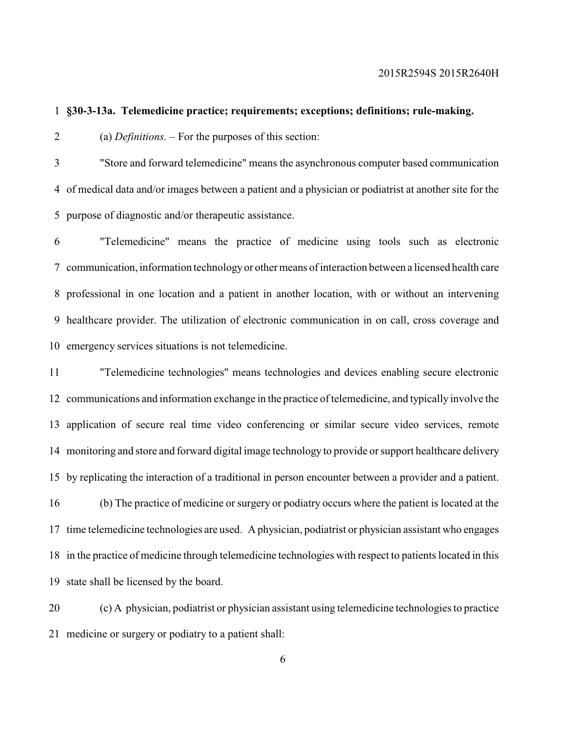**§30-3-13a. Telemedicine practice; requirements; exceptions; definitions; rule-making.**

(a) *Definitions.* – For the purposes of this section:

"Store and forward telemedicine" means the asynchronous computer based communication of medical data and/or images between a patient and a physician or podiatrist at another site for the purpose of diagnostic and/or therapeutic assistance.

"Telemedicine" means the practice of medicine using tools such as electronic communication, information technology or other means of interaction between a licensed health care professional in one location and a patient in another location, with or without an intervening healthcare provider. The utilization of electronic communication in on call, cross coverage and emergency services situations is not telemedicine.

"Telemedicine technologies" means technologies and devices enabling secure electronic communications and information exchange in the practice of telemedicine, and typically involve the application of secure real time video conferencing or similar secure video services, remote monitoring and store and forward digital image technology to provide or support healthcare delivery by replicating the interaction of a traditional in person encounter between a provider and a patient.

(b) The practice of medicine or surgery or podiatry occurs where the patient is located at the time telemedicine technologies are used. A physician, podiatrist or physician assistant who engages in the practice of medicine through telemedicine technologies with respect to patients located in this state shall be licensed by the board.

(c) A physician, podiatrist or physician assistant using telemedicine technologies to practice medicine or surgery or podiatry to a patient shall: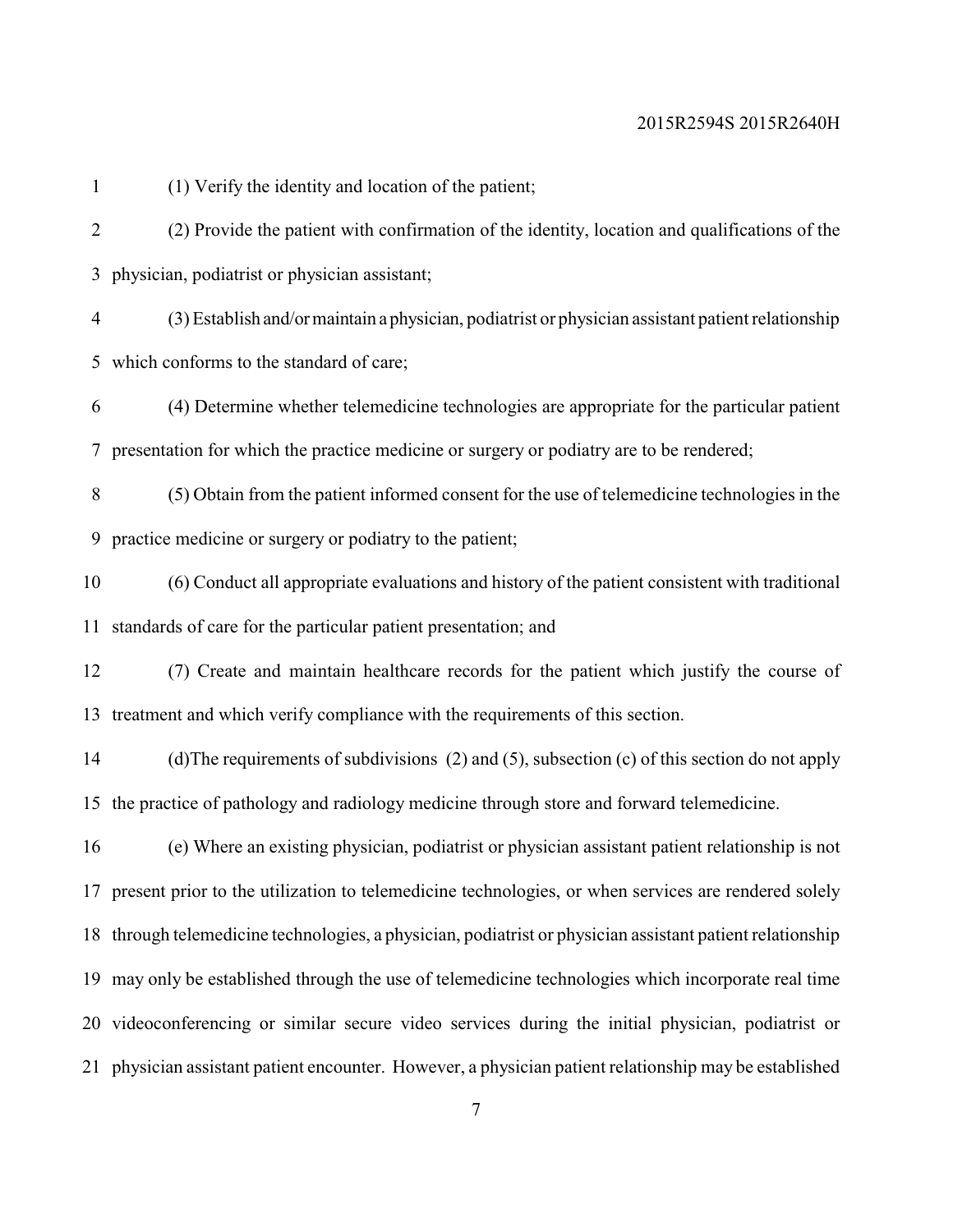(1) Verify the identity and location of the patient;

(2) Provide the patient with confirmation of the identity, location and qualifications of the physician, podiatrist or physician assistant;

(3) Establish and/or maintain a physician, podiatrist or physician assistant patient relationship which conforms to the standard of care;

(4) Determine whether telemedicine technologies are appropriate for the particular patient presentation for which the practice medicine or surgery or podiatry are to be rendered;

(5) Obtain from the patient informed consent for the use of telemedicine technologies in the practice medicine or surgery or podiatry to the patient;

(6) Conduct all appropriate evaluations and history of the patient consistent with traditional standards of care for the particular patient presentation; and

(7) Create and maintain healthcare records for the patient which justify the course of treatment and which verify compliance with the requirements of this section.

(d)The requirements of subdivisions (2) and (5), subsection (c) of this section do not apply the practice of pathology and radiology medicine through store and forward telemedicine.

(e) Where an existing physician, podiatrist or physician assistant patient relationship is not present prior to the utilization to telemedicine technologies, or when services are rendered solely through telemedicine technologies, a physician, podiatrist or physician assistant patient relationship may only be established through the use of telemedicine technologies which incorporate real time videoconferencing or similar secure video services during the initial physician, podiatrist or physician assistant patient encounter. However, a physician patient relationship may be established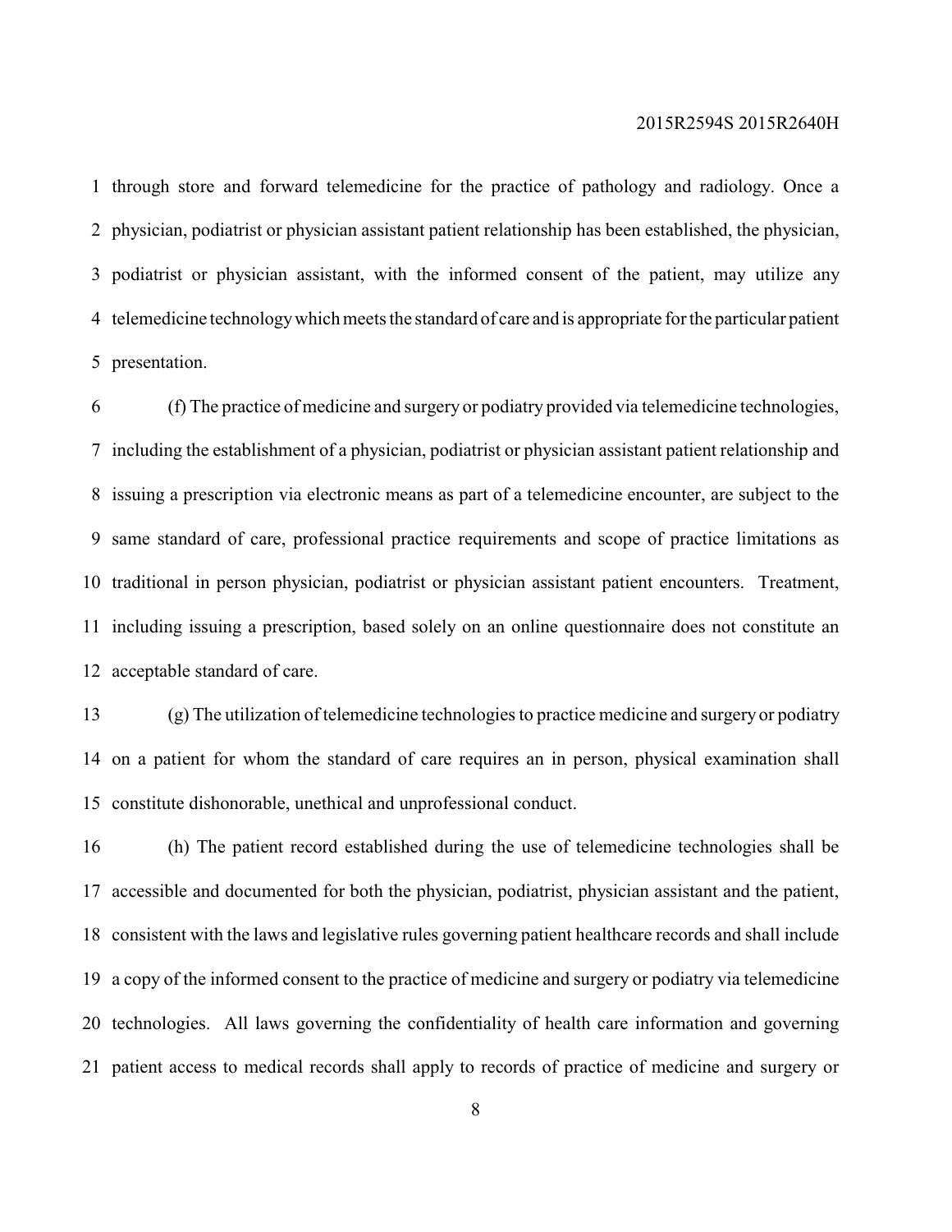through store and forward telemedicine for the practice of pathology and radiology. Once a physician, podiatrist or physician assistant patient relationship has been established, the physician, podiatrist or physician assistant, with the informed consent of the patient, may utilize any telemedicine technology which meets the standard of care and is appropriate for the particular patient presentation.

(f) The practice of medicine and surgery or podiatry provided via telemedicine technologies, including the establishment of a physician, podiatrist or physician assistant patient relationship and issuing a prescription via electronic means as part of a telemedicine encounter, are subject to the same standard of care, professional practice requirements and scope of practice limitations as traditional in person physician, podiatrist or physician assistant patient encounters. Treatment, including issuing a prescription, based solely on an online questionnaire does not constitute an acceptable standard of care.

(g) The utilization of telemedicine technologies to practice medicine and surgery or podiatry on a patient for whom the standard of care requires an in person, physical examination shall constitute dishonorable, unethical and unprofessional conduct.

(h) The patient record established during the use of telemedicine technologies shall be accessible and documented for both the physician, podiatrist, physician assistant and the patient, consistent with the laws and legislative rules governing patient healthcare records and shall include a copy of the informed consent to the practice of medicine and surgery or podiatry via telemedicine technologies. All laws governing the confidentiality of health care information and governing patient access to medical records shall apply to records of practice of medicine and surgery or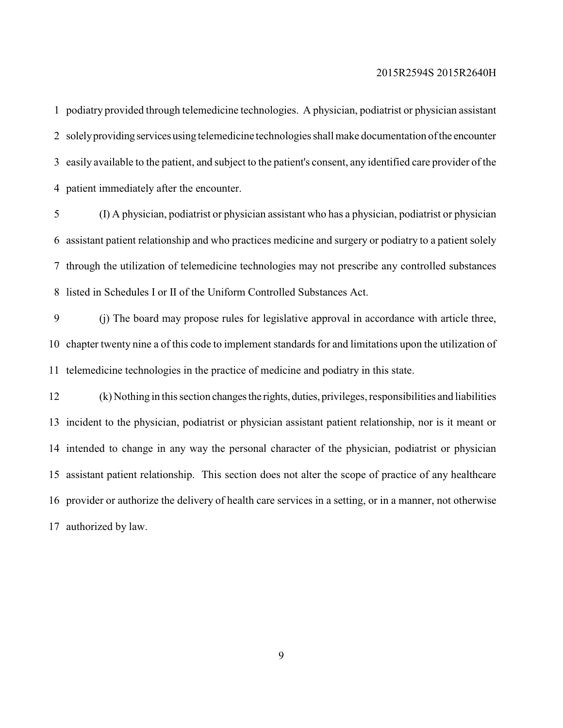podiatry provided through telemedicine technologies. A physician, podiatrist or physician assistant solely providing services using telemedicine technologies shall make documentation of the encounter easily available to the patient, and subject to the patient's consent, any identified care provider of the patient immediately after the encounter.

(I) A physician, podiatrist or physician assistant who has a physician, podiatrist or physician assistant patient relationship and who practices medicine and surgery or podiatry to a patient solely through the utilization of telemedicine technologies may not prescribe any controlled substances listed in Schedules I or II of the Uniform Controlled Substances Act.

(j) The board may propose rules for legislative approval in accordance with article three, chapter twenty nine a of this code to implement standards for and limitations upon the utilization of telemedicine technologies in the practice of medicine and podiatry in this state.

(k) Nothing in this section changes the rights, duties, privileges, responsibilities and liabilities incident to the physician, podiatrist or physician assistant patient relationship, nor is it meant or intended to change in any way the personal character of the physician, podiatrist or physician assistant patient relationship. This section does not alter the scope of practice of any healthcare provider or authorize the delivery of health care services in a setting, or in a manner, not otherwise authorized by law.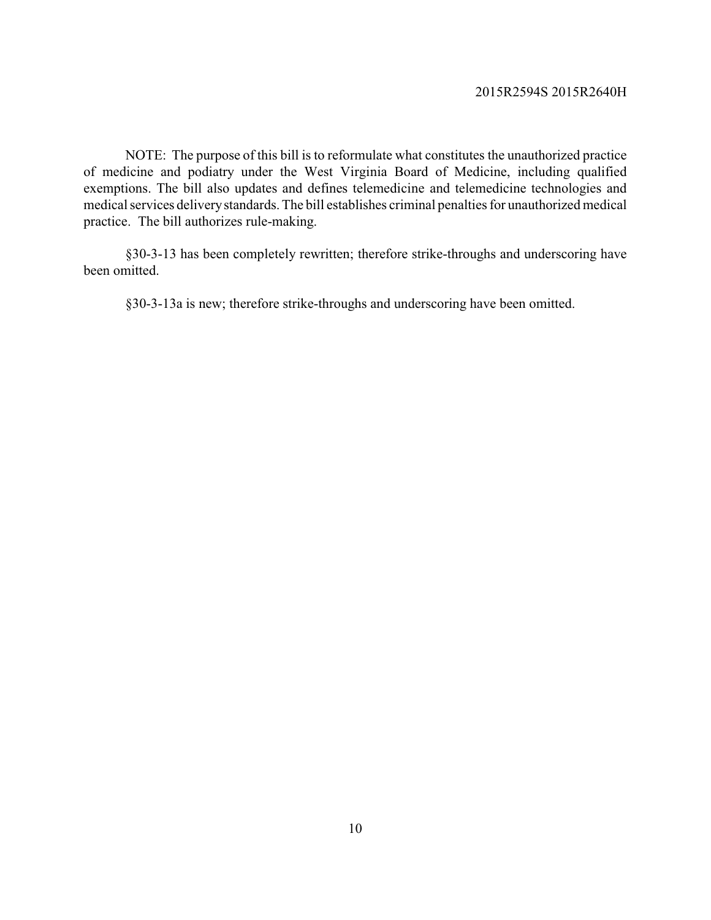NOTE: The purpose of this bill is to reformulate what constitutes the unauthorized practice of medicine and podiatry under the West Virginia Board of Medicine, including qualified exemptions. The bill also updates and defines telemedicine and telemedicine technologies and medical services delivery standards. The bill establishes criminal penalties for unauthorized medical practice. The bill authorizes rule-making.

§30-3-13 has been completely rewritten; therefore strike-throughs and underscoring have been omitted.

§30-3-13a is new; therefore strike-throughs and underscoring have been omitted.